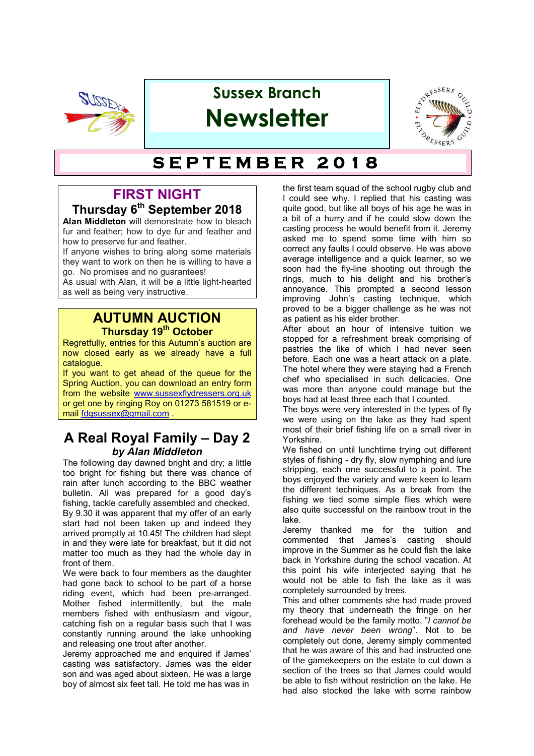# Sussex Branch Newsletter

## SEPTEMBER 2018

## FIRST NIGHT

### Thursday 6th September 2018

**Alan Middleton** will demonstrate how to bleach fur and feather; how to dye fur and feather and how to preserve fur and feather.

If anyone wishes to bring along some materials they want to work on then he is willing to have a go. No promises and no guarantees!

As usual with Alan, it will be a little light-hearted as well as being very instructive.

## AUTUMN AUCTION

### Thursday 19th October

Regretfully, entries for this Autumn's auction are now closed early as we already have a full catalogue.

If you want to get ahead of the queue for the Spring Auction, you can download an entry form from the website www.sussexflydressers.org.uk or get one by ringing Roy on 01273 581519 or e-mail fdgsussex@gmail.com .

## A Real Royal Family – Day 2

***by Alan Middleton***

The following day dawned bright and dry; a little too bright for fishing but there was chance of rain after lunch according to the BBC weather bulletin. All was prepared for a good day's fishing, tackle carefully assembled and checked. By 9.30 it was apparent that my offer of an early start had not been taken up and indeed they arrived promptly at 10.45! The children had slept in and they were late for breakfast, but it did not matter too much as they had the whole day in front of them.

We were back to four members as the daughter had gone back to school to be part of a horse riding event, which had been pre-arranged. Mother fished intermittently, but the male members fished with enthusiasm and vigour, catching fish on a regular basis such that I was constantly running around the lake unhooking and releasing one trout after another.

Jeremy approached me and enquired if James' casting was satisfactory. James was the elder son and was aged about sixteen. He was a large boy of almost six feet tall. He told me has was in the first team squad of the school rugby club and I could see why. I replied that his casting was quite good, but like all boys of his age he was in a bit of a hurry and if he could slow down the casting process he would benefit from it. Jeremy asked me to spend some time with him so correct any faults I could observe. He was above average intelligence and a quick learner, so we soon had the fly-line shooting out through the rings, much to his delight and his brother's annoyance. This prompted a second lesson improving John's casting technique, which proved to be a bigger challenge as he was not as patient as his elder brother.

After about an hour of intensive tuition we stopped for a refreshment break comprising of pastries the like of which I had never seen before. Each one was a heart attack on a plate. The hotel where they were staying had a French chef who specialised in such delicacies. One was more than anyone could manage but the boys had at least three each that I counted.

The boys were very interested in the types of fly we were using on the lake as they had spent most of their brief fishing life on a small river in Yorkshire.

We fished on until lunchtime trying out different styles of fishing - dry fly, slow nymphing and lure stripping, each one successful to a point. The boys enjoyed the variety and were keen to learn the different techniques. As a break from the fishing we tied some simple flies which were also quite successful on the rainbow trout in the lake.

Jeremy thanked me for the tuition and commented that James's casting should improve in the Summer as he could fish the lake back in Yorkshire during the school vacation. At this point his wife interjected saying that he would not be able to fish the lake as it was completely surrounded by trees.

This and other comments she had made proved my theory that underneath the fringe on her forehead would be the family motto, "*I cannot be and have never been wrong*". Not to be completely out done, Jeremy simply commented that he was aware of this and had instructed one of the gamekeepers on the estate to cut down a section of the trees so that James could would be able to fish without restriction on the lake. He had also stocked the lake with some rainbow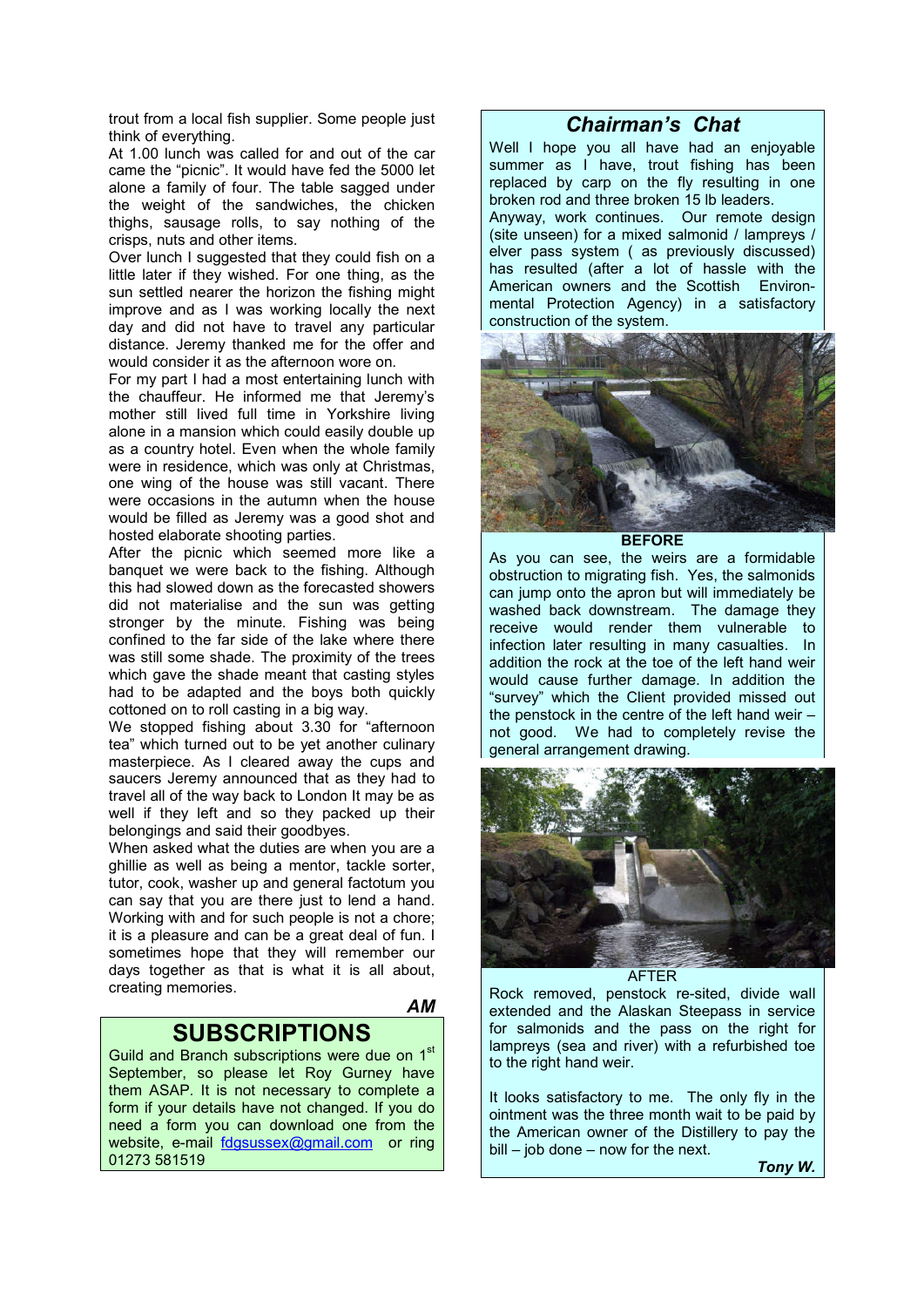trout from a local fish supplier. Some people just think of everything.

At 1.00 lunch was called for and out of the car came the "picnic". It would have fed the 5000 let alone a family of four. The table sagged under the weight of the sandwiches, the chicken thighs, sausage rolls, to say nothing of the crisps, nuts and other items.

Over lunch I suggested that they could fish on a little later if they wished. For one thing, as the sun settled nearer the horizon the fishing might improve and as I was working locally the next day and did not have to travel any particular distance. Jeremy thanked me for the offer and would consider it as the afternoon wore on.

For my part I had a most entertaining lunch with the chauffeur. He informed me that Jeremy's mother still lived full time in Yorkshire living alone in a mansion which could easily double up as a country hotel. Even when the whole family were in residence, which was only at Christmas, one wing of the house was still vacant. There were occasions in the autumn when the house would be filled as Jeremy was a good shot and hosted elaborate shooting parties.

After the picnic which seemed more like a banquet we were back to the fishing. Although this had slowed down as the forecasted showers did not materialise and the sun was getting stronger by the minute. Fishing was being confined to the far side of the lake where there was still some shade. The proximity of the trees which gave the shade meant that casting styles had to be adapted and the boys both quickly cottoned on to roll casting in a big way.

We stopped fishing about 3.30 for "afternoon tea" which turned out to be yet another culinary masterpiece. As I cleared away the cups and saucers Jeremy announced that as they had to travel all of the way back to London It may be as well if they left and so they packed up their belongings and said their goodbyes.

When asked what the duties are when you are a ghillie as well as being a mentor, tackle sorter, tutor, cook, washer up and general factotum you can say that you are there just to lend a hand. Working with and for such people is not a chore; it is a pleasure and can be a great deal of fun. I sometimes hope that they will remember our days together as that is what it is all about, creating memories.

***AM***

## SUBSCRIPTIONS

Guild and Branch subscriptions were due on 1st September, so please let Roy Gurney have them ASAP. It is not necessary to complete a form if your details have not changed. If you do need a form you can download one from the website, e-mail fdgsussex@gmail.com or ring 01273 581519

## *Chairman's Chat*

Well I hope you all have had an enjoyable summer as I have, trout fishing has been replaced by carp on the fly resulting in one broken rod and three broken 15 lb leaders.

Anyway, work continues. Our remote design (site unseen) for a mixed salmonid / lampreys / elver pass system ( as previously discussed) has resulted (after a lot of hassle with the American owners and the Scottish Environmental Protection Agency) in a satisfactory construction of the system.

**BEFORE**

As you can see, the weirs are a formidable obstruction to migrating fish. Yes, the salmonids can jump onto the apron but will immediately be washed back downstream. The damage they receive would render them vulnerable to infection later resulting in many casualties. In addition the rock at the toe of the left hand weir would cause further damage. In addition the "survey" which the Client provided missed out the penstock in the centre of the left hand weir – not good. We had to completely revise the general arrangement drawing.

AFTER

Rock removed, penstock re-sited, divide wall extended and the Alaskan Steepass in service for salmonids and the pass on the right for lampreys (sea and river) with a refurbished toe to the right hand weir.

It looks satisfactory to me. The only fly in the ointment was the three month wait to be paid by the American owner of the Distillery to pay the bill – job done – now for the next.

***Tony W.***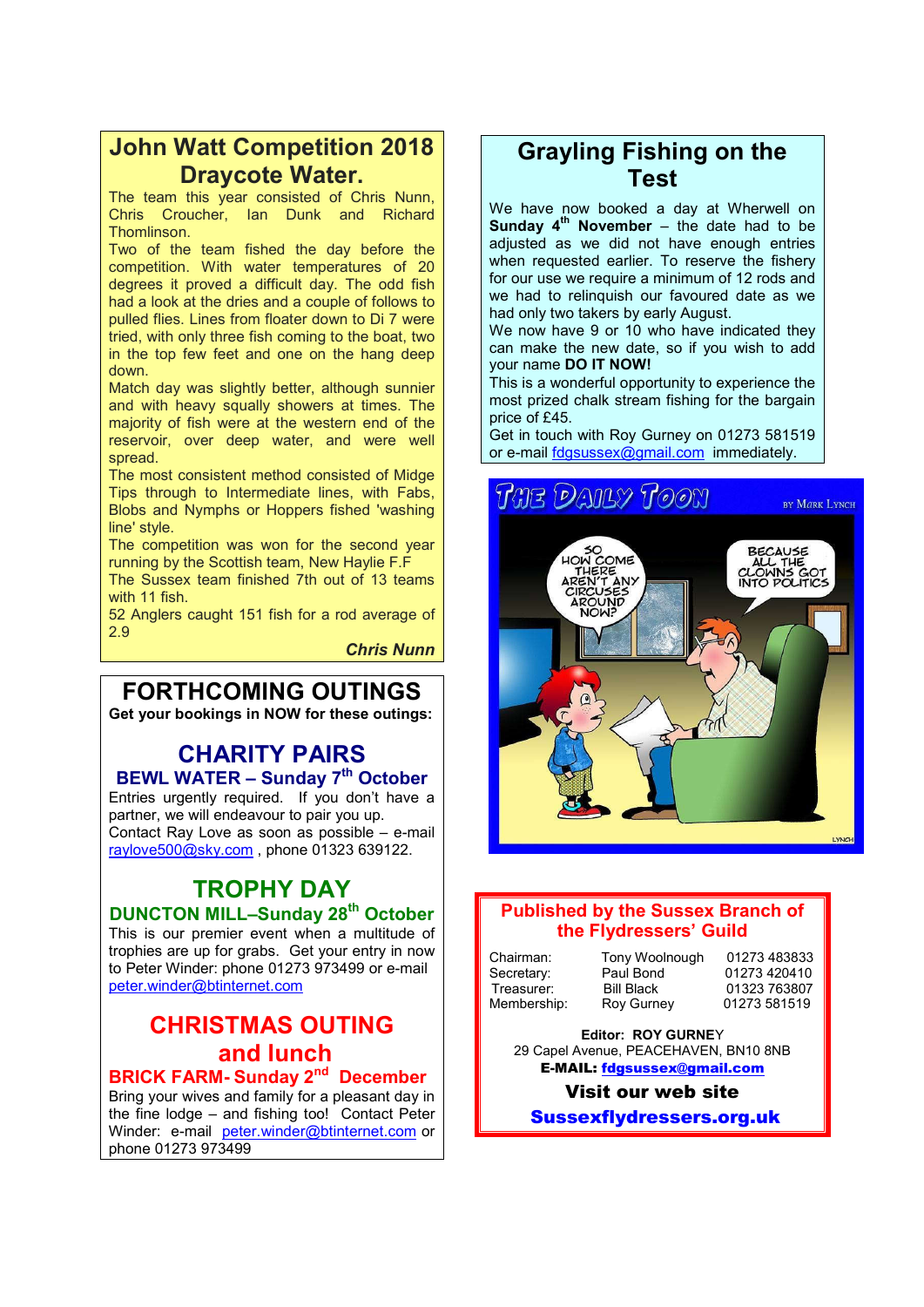## John Watt Competition 2018 Draycote Water.

The team this year consisted of Chris Nunn, Chris Croucher, Ian Dunk and Richard Thomlinson.

Two of the team fished the day before the competition. With water temperatures of 20 degrees it proved a difficult day. The odd fish had a look at the dries and a couple of follows to pulled flies. Lines from floater down to Di 7 were tried, with only three fish coming to the boat, two in the top few feet and one on the hang deep down.

Match day was slightly better, although sunnier and with heavy squally showers at times. The majority of fish were at the western end of the reservoir, over deep water, and were well spread.

The most consistent method consisted of Midge Tips through to Intermediate lines, with Fabs, Blobs and Nymphs or Hoppers fished 'washing line' style.

The competition was won for the second year running by the Scottish team, New Haylie F.F

The Sussex team finished 7th out of 13 teams with 11 fish.

52 Anglers caught 151 fish for a rod average of 2.9

***Chris Nunn***

## FORTHCOMING OUTINGS

**Get your bookings in NOW for these outings:**

### CHARITY PAIRS

**BEWL WATER – Sunday 7th October**

Entries urgently required. If you don't have a partner, we will endeavour to pair you up. Contact Ray Love as soon as possible – e-mail raylove500@sky.com , phone 01323 639122.

### TROPHY DAY

**DUNCTON MILL–Sunday 28th October**

This is our premier event when a multitude of trophies are up for grabs. Get your entry in now to Peter Winder: phone 01273 973499 or e-mail peter.winder@btinternet.com

### CHRISTMAS OUTING and lunch

**BRICK FARM- Sunday 2nd December**

Bring your wives and family for a pleasant day in the fine lodge – and fishing too! Contact Peter Winder: e-mail peter.winder@btinternet.com or phone 01273 973499

## Grayling Fishing on the Test

We have now booked a day at Wherwell on **Sunday 4th November** – the date had to be adjusted as we did not have enough entries when requested earlier. To reserve the fishery for our use we require a minimum of 12 rods and we had to relinquish our favoured date as we had only two takers by early August.

We now have 9 or 10 who have indicated they can make the new date, so if you wish to add your name **DO IT NOW!**

This is a wonderful opportunity to experience the most prized chalk stream fishing for the bargain price of £45.

Get in touch with Roy Gurney on 01273 581519 or e-mail fdgsussex@gmail.com immediately.

THE DAILY TOON

BY MARK LYNCH

SO HOW COME THERE AREN'T ANY CIRCUSES AROUND NOW?

BECAUSE ALL THE CLOWNS GOT INTO POLITICS

LYNCH

### Published by the Sussex Branch of the Flydressers' Guild

| | | |
|---|---|---|
| Chairman: | Tony Woolnough | 01273 483833 |
| Secretary: | Paul Bond | 01273 420410 |
| Treasurer: | Bill Black | 01323 763807 |
| Membership: | Roy Gurney | 01273 581519 |

**Editor: ROY GURNEY**

29 Capel Avenue, PEACEHAVEN, BN10 8NB

**E-MAIL: fdgsussex@gmail.com**

**Visit our web site**

**Sussexflydressers.org.uk**